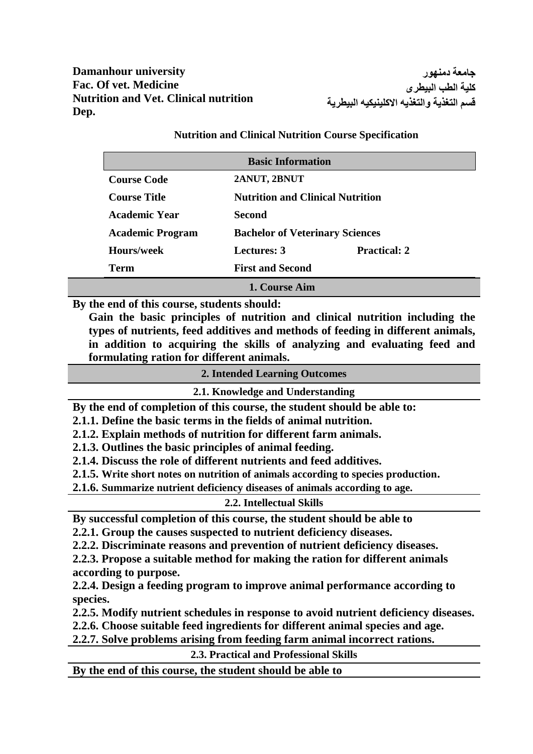**Damanhour university**
**Fac. Of vet. Medicine**
**Nutrition and Vet. Clinical nutrition Dep.**

**جامعة دمنهور**
**كلية الطب البيطرى**
**قسم التغذية والتغذيه الاكلينيكيه البيطرية**

**Nutrition and Clinical Nutrition Course Specification**

| Basic Information | | |
|---|---|---|
| **Course Code** | **2ANUT, 2BNUT** | |
| **Course Title** | **Nutrition and Clinical Nutrition** | |
| **Academic Year** | **Second** | |
| **Academic Program** | **Bachelor of Veterinary Sciences** | |
| **Hours/week** | **Lectures: 3** | **Practical: 2** |
| **Term** | **First and Second** | |

## 1. Course Aim

**By the end of this course, students should:**

**Gain the basic principles of nutrition and clinical nutrition including the types of nutrients, feed additives and methods of feeding in different animals, in addition to acquiring the skills of analyzing and evaluating feed and formulating ration for different animals.**

## 2. Intended Learning Outcomes

### 2.1. Knowledge and Understanding

**By the end of completion of this course, the student should be able to:**

**2.1.1. Define the basic terms in the fields of animal nutrition.**
**2.1.2. Explain methods of nutrition for different farm animals.**
**2.1.3. Outlines the basic principles of animal feeding.**
**2.1.4. Discuss the role of different nutrients and feed additives.**
**2.1.5. Write short notes on nutrition of animals according to species production.**
**2.1.6. Summarize nutrient deficiency diseases of animals according to age.**

### 2.2. Intellectual Skills

**By successful completion of this course, the student should be able to**

**2.2.1. Group the causes suspected to nutrient deficiency diseases.**
**2.2.2. Discriminate reasons and prevention of nutrient deficiency diseases.**
**2.2.3. Propose a suitable method for making the ration for different animals according to purpose.**
**2.2.4. Design a feeding program to improve animal performance according to species.**
**2.2.5. Modify nutrient schedules in response to avoid nutrient deficiency diseases.**
**2.2.6. Choose suitable feed ingredients for different animal species and age.**
**2.2.7. Solve problems arising from feeding farm animal incorrect rations.**

### 2.3. Practical and Professional Skills

**By the end of this course, the student should be able to**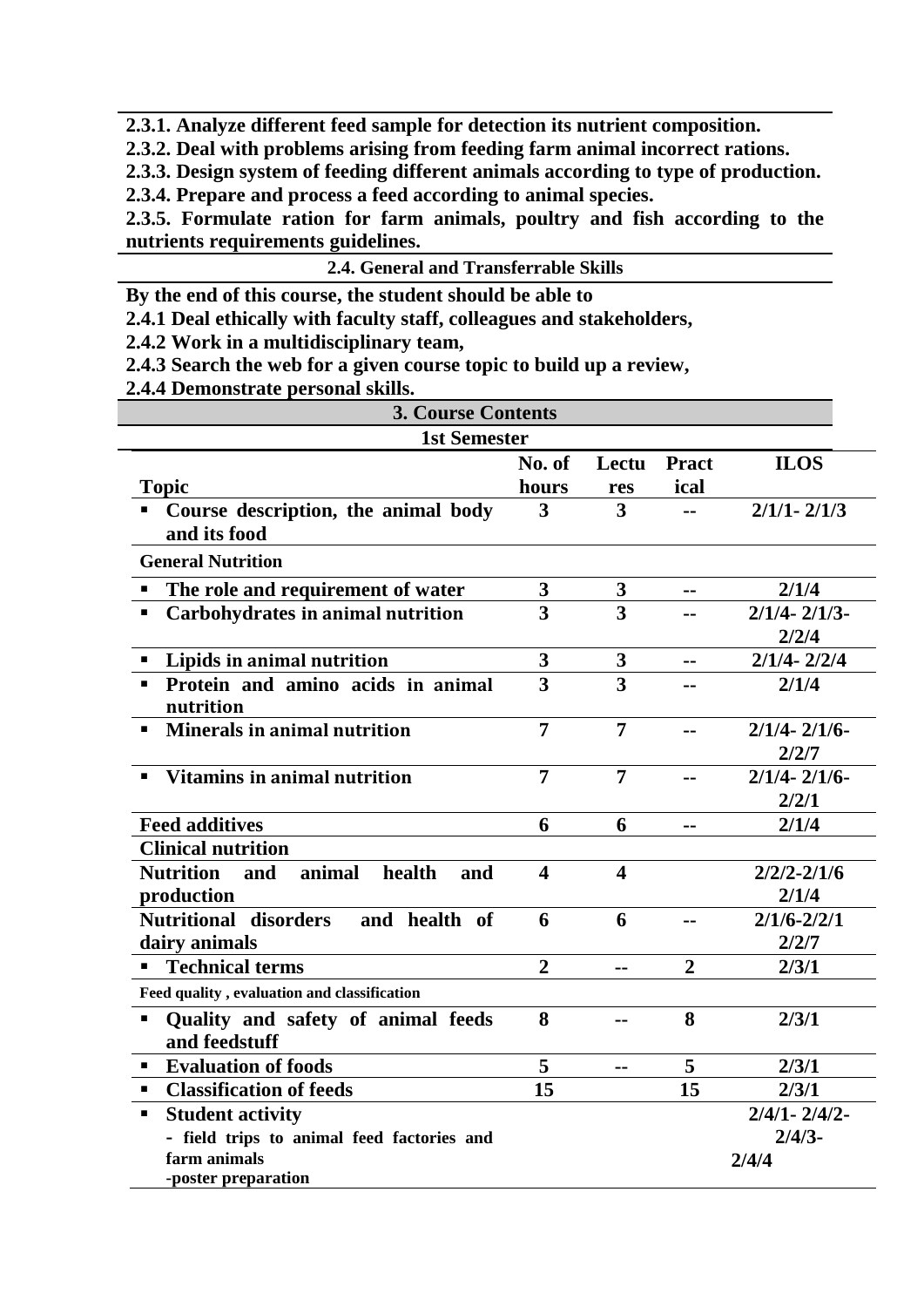**2.3.1. Analyze different feed sample for detection its nutrient composition.**

**2.3.2. Deal with problems arising from feeding farm animal incorrect rations.**

**2.3.3. Design system of feeding different animals according to type of production.**

**2.3.4. Prepare and process a feed according to animal species.**

**2.3.5. Formulate ration for farm animals, poultry and fish according to the nutrients requirements guidelines.**

### 2.4. General and Transferrable Skills

**By the end of this course, the student should be able to**

**2.4.1 Deal ethically with faculty staff, colleagues and stakeholders,**

**2.4.2 Work in a multidisciplinary team,**

**2.4.3 Search the web for a given course topic to build up a review,**

**2.4.4 Demonstrate personal skills.**

## 3. Course Contents

### 1st Semester

| Topic | No. of hours | Lectures | Practical | ILOS |
|---|---|---|---|---|
| ▪ Course description, the animal body and its food | 3 | 3 | -- | 2/1/1- 2/1/3 |
| **General Nutrition** | | | | |
| ▪ The role and requirement of water | 3 | 3 | -- | 2/1/4 |
| ▪ Carbohydrates in animal nutrition | 3 | 3 | -- | 2/1/4- 2/1/3- 2/2/4 |
| ▪ Lipids in animal nutrition | 3 | 3 | -- | 2/1/4- 2/2/4 |
| ▪ Protein and amino acids in animal nutrition | 3 | 3 | -- | 2/1/4 |
| ▪ Minerals in animal nutrition | 7 | 7 | -- | 2/1/4- 2/1/6- 2/2/7 |
| ▪ Vitamins in animal nutrition | 7 | 7 | -- | 2/1/4- 2/1/6- 2/2/1 |
| **Feed additives** | 6 | 6 | -- | 2/1/4 |
| **Clinical nutrition** | | | | |
| **Nutrition and animal health and production** | 4 | 4 | | 2/2/2-2/1/6 2/1/4 |
| **Nutritional disorders and health of dairy animals** | 6 | 6 | -- | 2/1/6-2/2/1 2/2/7 |
| ▪ Technical terms | 2 | -- | 2 | 2/3/1 |
| **Feed quality , evaluation and classification** | | | | |
| ▪ Quality and safety of animal feeds and feedstuff | 8 | -- | 8 | 2/3/1 |
| ▪ Evaluation of foods | 5 | -- | 5 | 2/3/1 |
| ▪ Classification of feeds | 15 | | 15 | 2/3/1 |
| ▪ Student activity<br>- field trips to animal feed factories and farm animals<br>-poster preparation | | | | 2/4/1- 2/4/2- 2/4/3- 2/4/4 |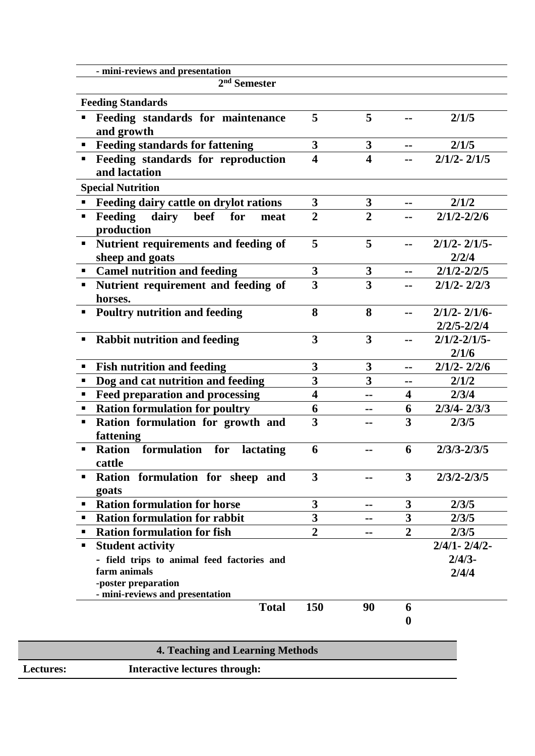| | | | | |
|---|---|---|---|---|
| - mini-reviews and presentation | | | | |
| **2nd Semester** | | | | |
| **Feeding Standards** | | | | |
| ▪ **Feeding standards for maintenance and growth** | **5** | **5** | **--** | **2/1/5** |
| ▪ **Feeding standards for fattening** | **3** | **3** | **--** | **2/1/5** |
| ▪ **Feeding standards for reproduction and lactation** | **4** | **4** | **--** | **2/1/2- 2/1/5** |
| **Special Nutrition** | | | | |
| ▪ **Feeding dairy cattle on drylot rations** | **3** | **3** | **--** | **2/1/2** |
| ▪ **Feeding dairy beef for meat production** | **2** | **2** | **--** | **2/1/2-2/2/6** |
| ▪ **Nutrient requirements and feeding of sheep and goats** | **5** | **5** | **--** | **2/1/2- 2/1/5-2/2/4** |
| ▪ **Camel nutrition and feeding** | **3** | **3** | **--** | **2/1/2-2/2/5** |
| ▪ **Nutrient requirement and feeding of horses.** | **3** | **3** | **--** | **2/1/2- 2/2/3** |
| ▪ **Poultry nutrition and feeding** | **8** | **8** | **--** | **2/1/2- 2/1/6-2/2/5-2/2/4** |
| ▪ **Rabbit nutrition and feeding** | **3** | **3** | **--** | **2/1/2-2/1/5-2/1/6** |
| ▪ **Fish nutrition and feeding** | **3** | **3** | **--** | **2/1/2- 2/2/6** |
| ▪ **Dog and cat nutrition and feeding** | **3** | **3** | **--** | **2/1/2** |
| ▪ **Feed preparation and processing** | **4** | **--** | **4** | **2/3/4** |
| ▪ **Ration formulation for poultry** | **6** | **--** | **6** | **2/3/4- 2/3/3** |
| ▪ **Ration formulation for growth and fattening** | **3** | **--** | **3** | **2/3/5** |
| ▪ **Ration formulation for lactating cattle** | **6** | **--** | **6** | **2/3/3-2/3/5** |
| ▪ **Ration formulation for sheep and goats** | **3** | **--** | **3** | **2/3/2-2/3/5** |
| ▪ **Ration formulation for horse** | **3** | **--** | **3** | **2/3/5** |
| ▪ **Ration formulation for rabbit** | **3** | **--** | **3** | **2/3/5** |
| ▪ **Ration formulation for fish** | **2** | **--** | **2** | **2/3/5** |
| ▪ **Student activity**<br>- field trips to animal feed factories and farm animals<br>-poster preparation<br>- mini-reviews and presentation | | | | **2/4/1- 2/4/2-2/4/3-2/4/4** |
| **Total** | **150** | **90** | **60** | |

## 4. Teaching and Learning Methods

| | |
|---|---|
| **Lectures:** | **Interactive lectures through:** |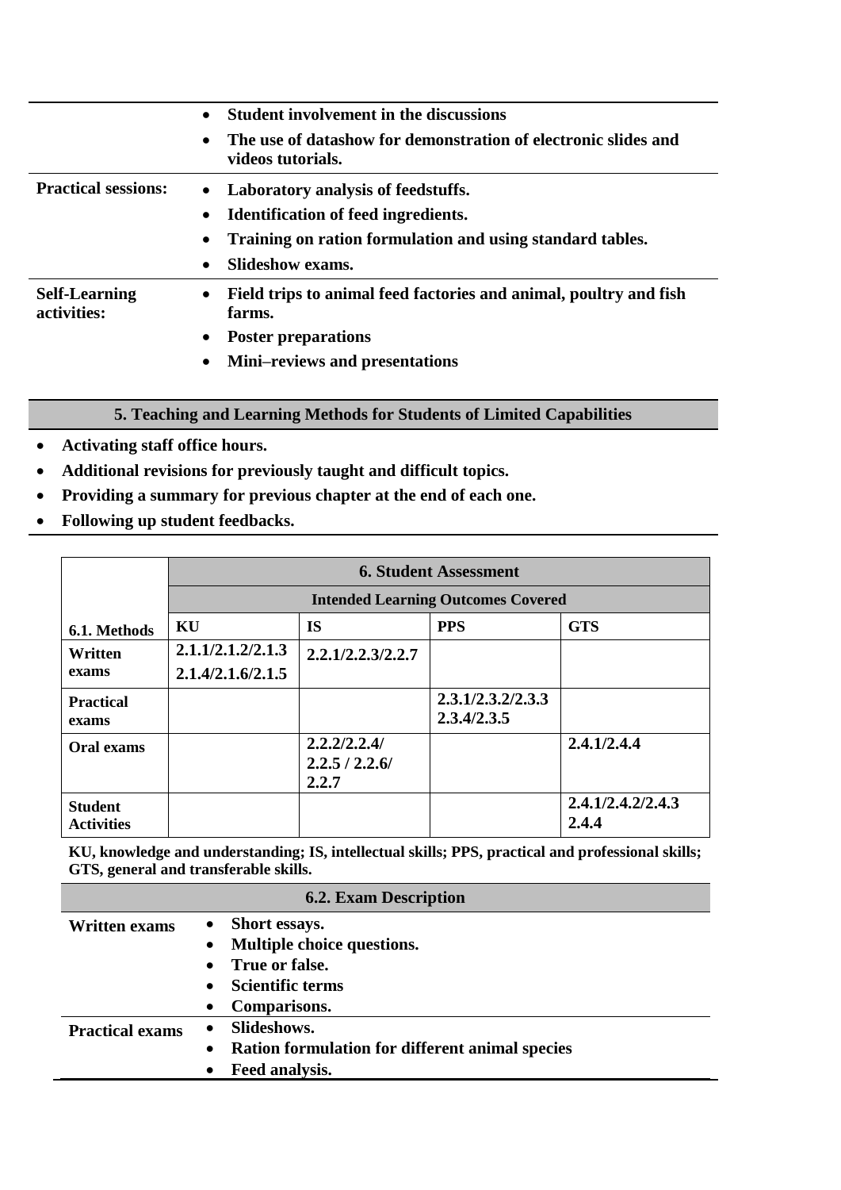| | |
|---|---|
| | • **Student involvement in the discussions**<br>• **The use of datashow for demonstration of electronic slides and videos tutorials.** |
| **Practical sessions:** | • **Laboratory analysis of feedstuffs.**<br>• **Identification of feed ingredients.**<br>• **Training on ration formulation and using standard tables.**<br>• **Slideshow exams.** |
| **Self-Learning activities:** | • **Field trips to animal feed factories and animal, poultry and fish farms.**<br>• **Poster preparations**<br>• **Mini–reviews and presentations** |

## 5. Teaching and Learning Methods for Students of Limited Capabilities

- **Activating staff office hours.**
- **Additional revisions for previously taught and difficult topics.**
- **Providing a summary for previous chapter at the end of each one.**
- **Following up student feedbacks.**

| | **6. Student Assessment** | | | |
|---|---|---|---|---|
| | **Intended Learning Outcomes Covered** | | | |
| **6.1. Methods** | **KU** | **IS** | **PPS** | **GTS** |
| **Written exams** | **2.1.1/2.1.2/2.1.3 2.1.4/2.1.6/2.1.5** | **2.2.1/2.2.3/2.2.7** | | |
| **Practical exams** | | | **2.3.1/2.3.2/2.3.3 2.3.4/2.3.5** | |
| **Oral exams** | | **2.2.2/2.2.4/ 2.2.5 / 2.2.6/ 2.2.7** | | **2.4.1/2.4.4** |
| **Student Activities** | | | | **2.4.1/2.4.2/2.4.3 2.4.4** |

**KU, knowledge and understanding; IS, intellectual skills; PPS, practical and professional skills; GTS, general and transferable skills.**

| **6.2. Exam Description** | |
|---|---|
| **Written exams** | • **Short essays.**<br>• **Multiple choice questions.**<br>• **True or false.**<br>• **Scientific terms**<br>• **Comparisons.** |
| **Practical exams** | • **Slideshows.**<br>• **Ration formulation for different animal species**<br>• **Feed analysis.** |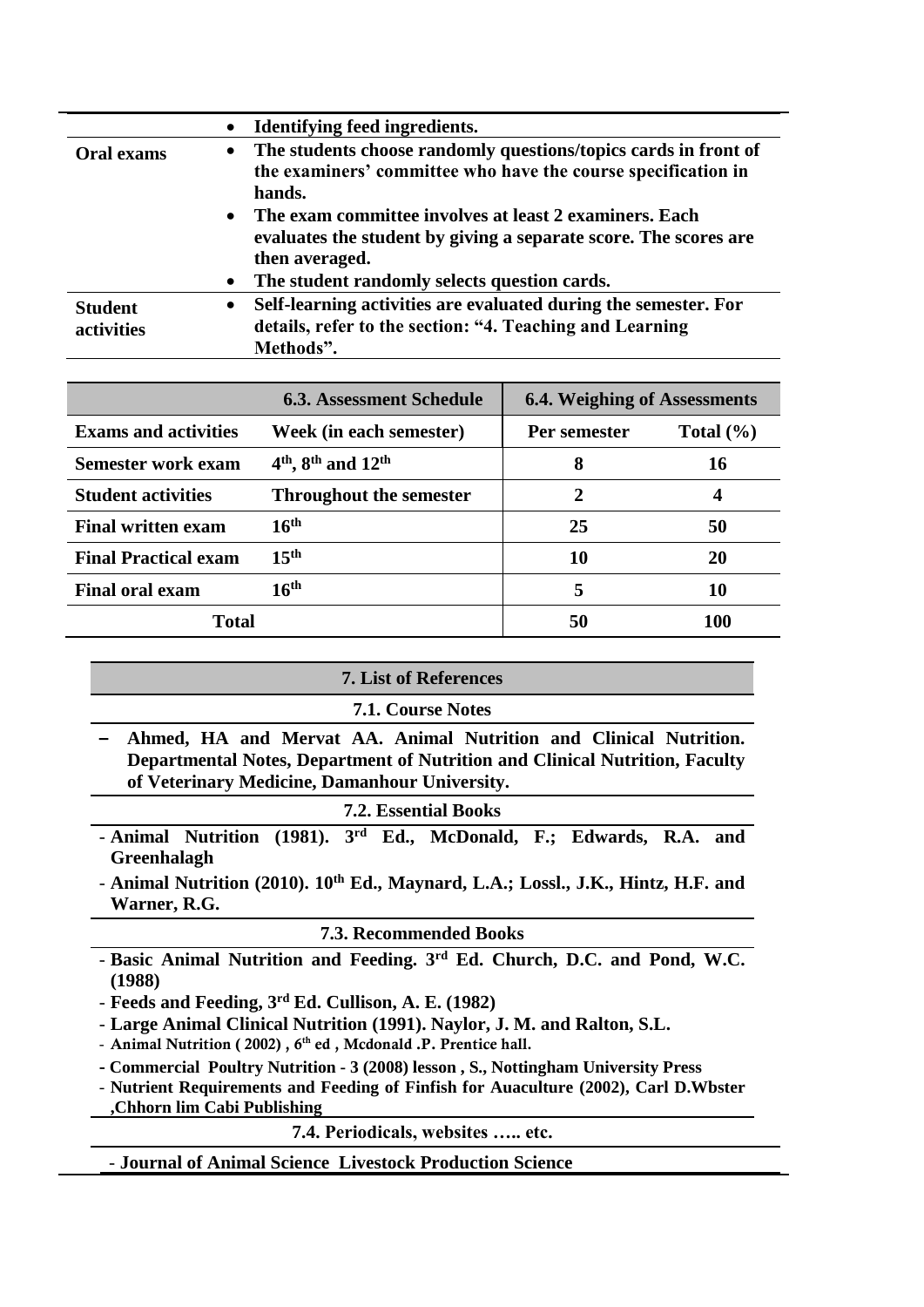| | |
|---|---|
| | • **Identifying feed ingredients.** |
| **Oral exams** | • **The students choose randomly questions/topics cards in front of the examiners' committee who have the course specification in hands.**<br>• **The exam committee involves at least 2 examiners. Each evaluates the student by giving a separate score. The scores are then averaged.**<br>• **The student randomly selects question cards.** |
| **Student activities** | • **Self-learning activities are evaluated during the semester. For details, refer to the section: "4. Teaching and Learning Methods".** |

| | **6.3. Assessment Schedule** | **6.4. Weighing of Assessments** | |
|---|---|---|---|
| **Exams and activities** | **Week (in each semester)** | **Per semester** | **Total (%)** |
| **Semester work exam** | **4th, 8th and 12th** | **8** | **16** |
| **Student activities** | **Throughout the semester** | **2** | **4** |
| **Final written exam** | **16th** | **25** | **50** |
| **Final Practical exam** | **15th** | **10** | **20** |
| **Final oral exam** | **16th** | **5** | **10** |
| **Total** | | **50** | **100** |

## 7. List of References

### 7.1. Course Notes

- **Ahmed, HA and Mervat AA. Animal Nutrition and Clinical Nutrition. Departmental Notes, Department of Nutrition and Clinical Nutrition, Faculty of Veterinary Medicine, Damanhour University.**

### 7.2. Essential Books

- **Animal Nutrition (1981). 3rd Ed., McDonald, F.; Edwards, R.A. and Greenhalagh**
- **Animal Nutrition (2010). 10th Ed., Maynard, L.A.; Lossl., J.K., Hintz, H.F. and Warner, R.G.**

### 7.3. Recommended Books

- **Basic Animal Nutrition and Feeding. 3rd Ed. Church, D.C. and Pond, W.C. (1988)**
- **Feeds and Feeding, 3rd Ed. Cullison, A. E. (1982)**
- **Large Animal Clinical Nutrition (1991). Naylor, J. M. and Ralton, S.L.**
- **Animal Nutrition ( 2002) , 6th ed , Mcdonald .P. Prentice hall.**
- **Commercial Poultry Nutrition - 3 (2008) lesson , S., Nottingham University Press**
- **Nutrient Requirements and Feeding of Finfish for Auaculture (2002), Carl D.Wbster ,Chhorn lim Cabi Publishing**

### 7.4. Periodicals, websites ….. etc.

- **Journal of Animal Science Livestock Production Science**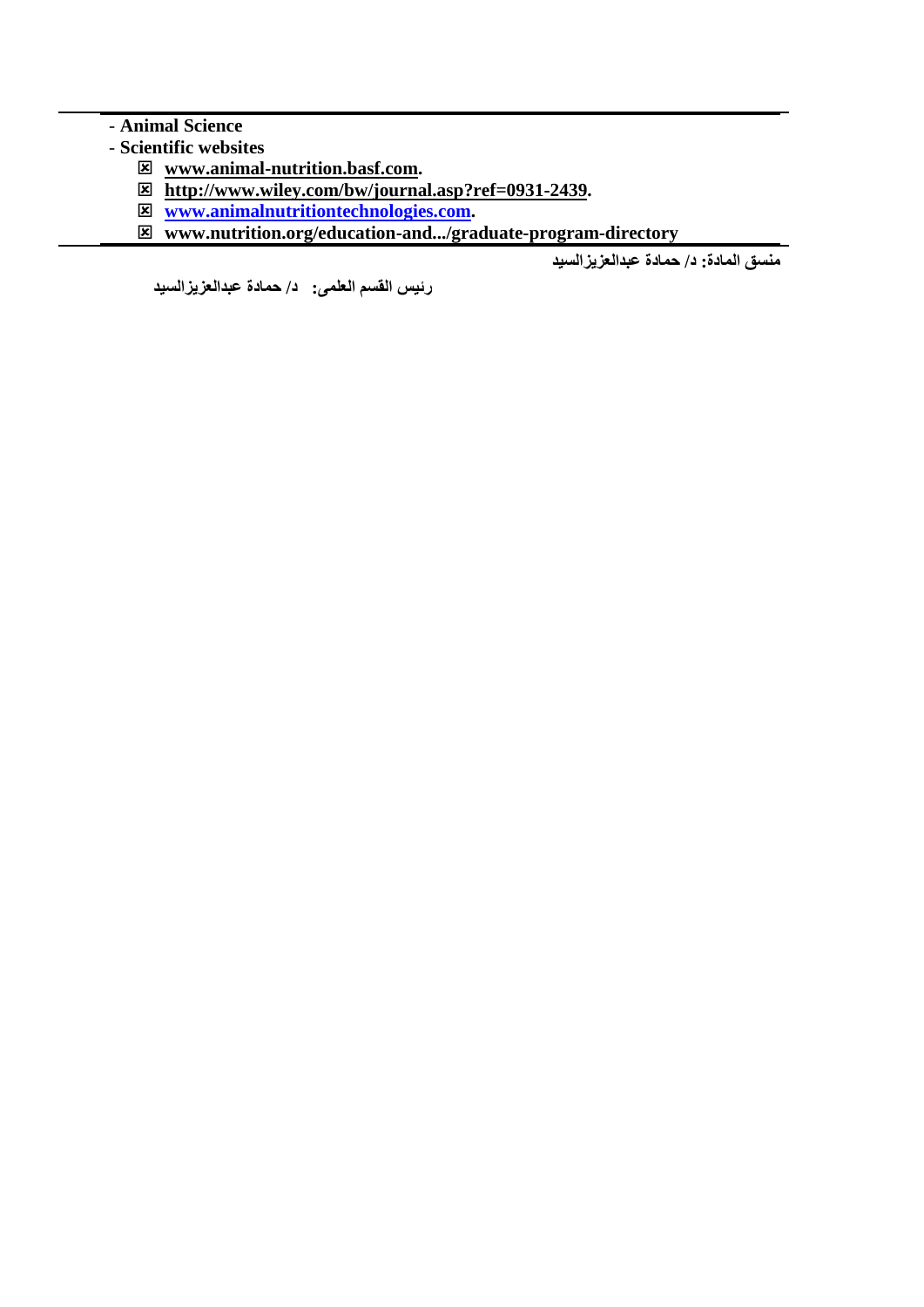- **Animal Science**
- **Scientific websites**
  - ☒ **www.animal-nutrition.basf.com.**
  - ☒ **http://www.wiley.com/bw/journal.asp?ref=0931-2439.**
  - ☒ **www.animalnutritiontechnologies.com.**
  - ☒ **www.nutrition.org/education-and.../graduate-program-directory**

**منسق المادة: د/ حمادة عبدالعزيزالسيد**

**رئيس القسم العلمى: د/ حمادة عبدالعزيزالسيد**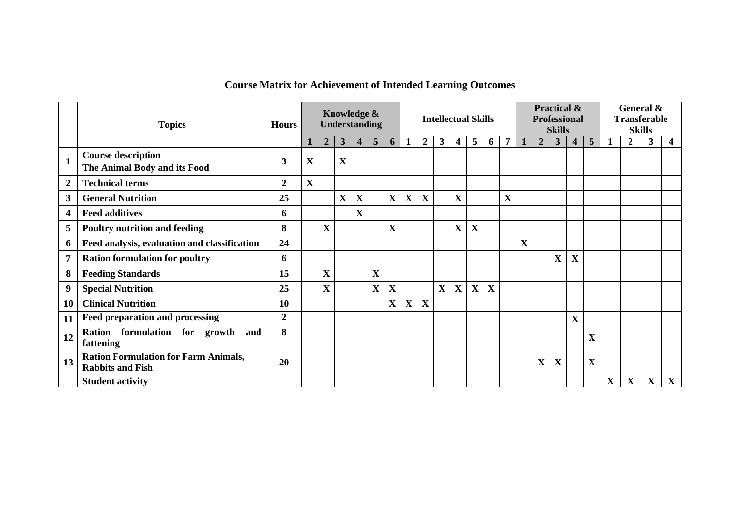## Course Matrix for Achievement of Intended Learning Outcomes

| | Topics | Hours | Knowledge & Understanding | | | | | | Intellectual Skills | | | | | | | Practical & Professional Skills | | | | | General & Transferable Skills | | | |
|---|---|---|---|---|---|---|---|---|---|---|---|---|---|---|---|---|---|---|---|---|---|---|---|---|
| | | | 1 | 2 | 3 | 4 | 5 | 6 | 1 | 2 | 3 | 4 | 5 | 6 | 7 | 1 | 2 | 3 | 4 | 5 | 1 | 2 | 3 | 4 |
| 1 | Course description<br>The Animal Body and its Food | 3 | X | | X | | | | | | | | | | | | | | | | | | | |
| 2 | Technical terms | 2 | X | | | | | | | | | | | | | | | | | | | | | |
| 3 | General Nutrition | 25 | | | X | X | | X | X | X | | X | | | X | | | | | | | | | |
| 4 | Feed additives | 6 | | | | X | | | | | | | | | | | | | | | | | | |
| 5 | Poultry nutrition and feeding | 8 | | X | | | | X | | | | X | X | | | | | | | | | | | |
| 6 | Feed analysis, evaluation and classification | 24 | | | | | | | | | | | | | | X | | | | | | | | |
| 7 | Ration formulation for poultry | 6 | | | | | | | | | | | | | | | | X | X | | | | | |
| 8 | Feeding Standards | 15 | | X | | | X | | | | | | | | | | | | | | | | | |
| 9 | Special Nutrition | 25 | | X | | | X | X | | | X | X | X | X | | | | | | | | | | |
| 10 | Clinical Nutrition | 10 | | | | | | X | X | X | | | | | | | | | | | | | | |
| 11 | Feed preparation and processing | 2 | | | | | | | | | | | | | | | | | X | | | | | |
| 12 | Ration formulation for growth and fattening | 8 | | | | | | | | | | | | | | | | | | X | | | | |
| 13 | Ration Formulation for Farm Animals, Rabbits and Fish | 20 | | | | | | | | | | | | | | | X | X | | X | | | | |
| | Student activity | | | | | | | | | | | | | | | | | | | | X | X | X | X |